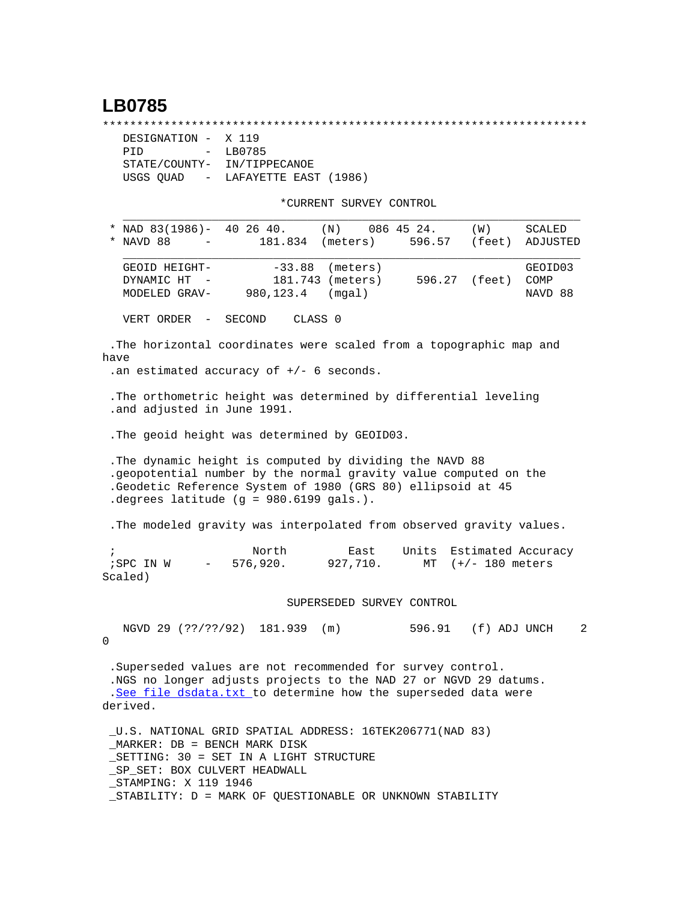# LB0785

```
***********************************************************************
   DESIGNATION -  X 119
   PID         -  LB0785
   STATE/COUNTY-  IN/TIPPECANOE
   USGS QUAD   -  LAFAYETTE EAST (1986)

                         *CURRENT SURVEY CONTROL
   ___________________________________________________________________
 * NAD 83(1986)-  40 26 40.     (N)    086 45 24.     (W)     SCALED
 * NAVD 88     -       181.834  (meters)     596.57   (feet)  ADJUSTED
   ___________________________________________________________________
   GEOID HEIGHT-        -33.88  (meters)                      GEOID03
   DYNAMIC HT  -        181.743 (meters)      596.27  (feet)  COMP
   MODELED GRAV-     980,123.4  (mgal)                        NAVD 88

   VERT ORDER  -  SECOND    CLASS 0

 .The horizontal coordinates were scaled from a topographic map and
have
 .an estimated accuracy of +/- 6 seconds.

 .The orthometric height was determined by differential leveling
 .and adjusted in June 1991.

 .The geoid height was determined by GEOID03.

 .The dynamic height is computed by dividing the NAVD 88
 .geopotential number by the normal gravity value computed on the
 .Geodetic Reference System of 1980 (GRS 80) ellipsoid at 45
 .degrees latitude (g = 980.6199 gals.).

 .The modeled gravity was interpolated from observed gravity values.

 ;                   North         East     Units  Estimated Accuracy
 ;SPC IN W     -   576,920.      927,710.      MT  (+/- 180 meters
Scaled)

                          SUPERSEDED SURVEY CONTROL

   NGVD 29 (??/??/92)  181.939  (m)          596.91   (f) ADJ UNCH    2
0

 .Superseded values are not recommended for survey control.
 .NGS no longer adjusts projects to the NAD 27 or NGVD 29 datums.
 .See file dsdata.txt to determine how the superseded data were
derived.

 _U.S. NATIONAL GRID SPATIAL ADDRESS: 16TEK206771(NAD 83)
 _MARKER: DB = BENCH MARK DISK
 _SETTING: 30 = SET IN A LIGHT STRUCTURE
 _SP_SET: BOX CULVERT HEADWALL
 _STAMPING: X 119 1946
 _STABILITY: D = MARK OF QUESTIONABLE OR UNKNOWN STABILITY
```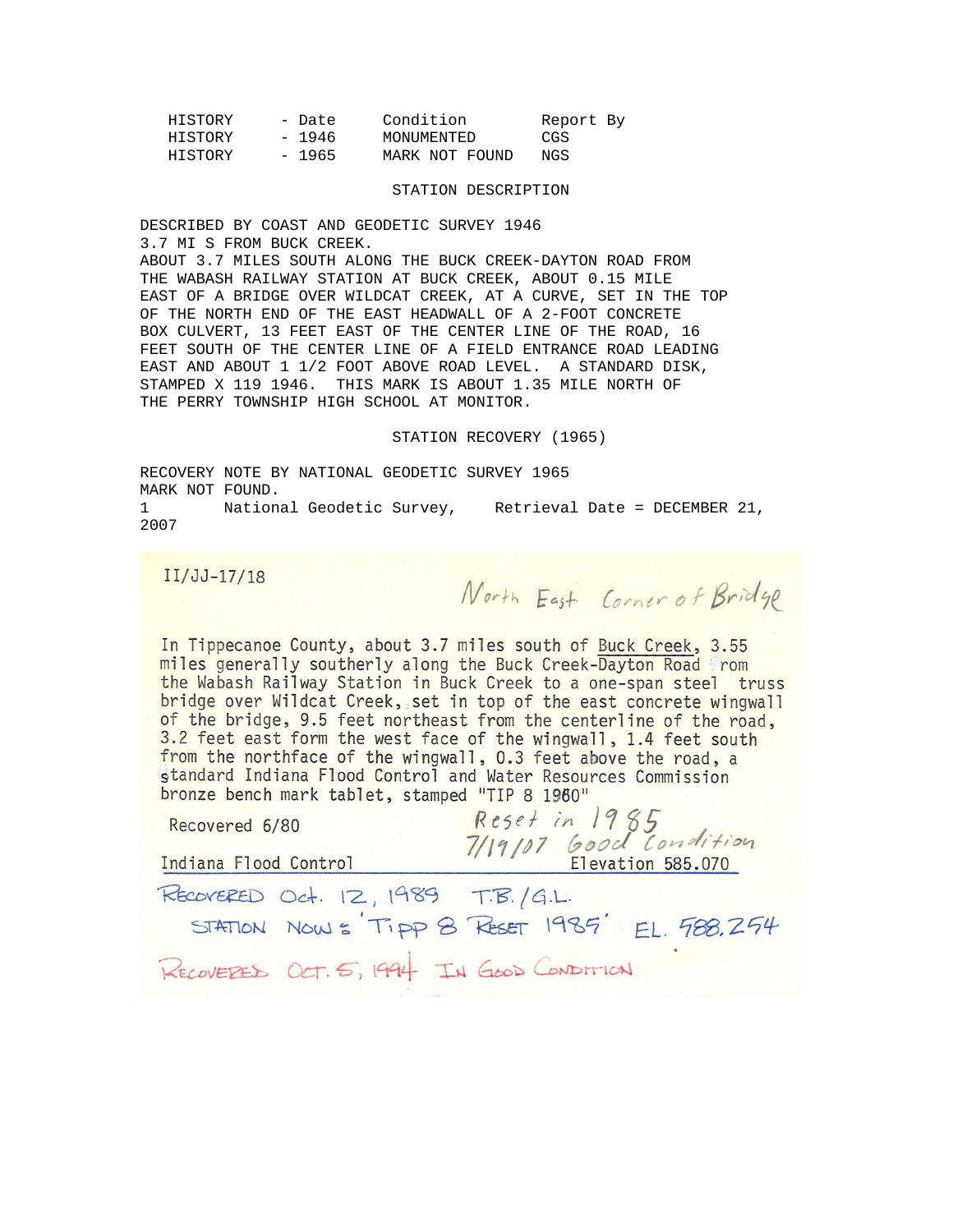| HISTORY | - Date | Condition | Report By |
| --- | --- | --- | --- |
| HISTORY | - 1946 | MONUMENTED | CGS |
| HISTORY | - 1965 | MARK NOT FOUND | NGS |

## STATION DESCRIPTION

DESCRIBED BY COAST AND GEODETIC SURVEY 1946
3.7 MI S FROM BUCK CREEK.
ABOUT 3.7 MILES SOUTH ALONG THE BUCK CREEK-DAYTON ROAD FROM THE WABASH RAILWAY STATION AT BUCK CREEK, ABOUT 0.15 MILE EAST OF A BRIDGE OVER WILDCAT CREEK, AT A CURVE, SET IN THE TOP OF THE NORTH END OF THE EAST HEADWALL OF A 2-FOOT CONCRETE BOX CULVERT, 13 FEET EAST OF THE CENTER LINE OF THE ROAD, 16 FEET SOUTH OF THE CENTER LINE OF A FIELD ENTRANCE ROAD LEADING EAST AND ABOUT 1 1/2 FOOT ABOVE ROAD LEVEL. A STANDARD DISK, STAMPED X 119 1946. THIS MARK IS ABOUT 1.35 MILE NORTH OF THE PERRY TOWNSHIP HIGH SCHOOL AT MONITOR.

## STATION RECOVERY (1965)

RECOVERY NOTE BY NATIONAL GEODETIC SURVEY 1965
MARK NOT FOUND.
1 National Geodetic Survey, Retrieval Date = DECEMBER 21, 2007

---

II/JJ-17/18

North East Corner of Bridge

In Tippecanoe County, about 3.7 miles south of Buck Creek, 3.55 miles generally southerly along the Buck Creek-Dayton Road from the Wabash Railway Station in Buck Creek to a one-span steel truss bridge over Wildcat Creek, set in top of the east concrete wingwall of the bridge, 9.5 feet northeast from the centerline of the road, 3.2 feet east form the west face of the wingwall, 1.4 feet south from the northface of the wingwall, 0.3 feet above the road, a standard Indiana Flood Control and Water Resources Commission bronze bench mark tablet, stamped "TIP 8 1960"

Recovered 6/80

Reset in 1985

7/19/07 Good Condition

Indiana Flood Control

Elevation 585.070

RECOVERED Oct. 12, 1989 T.B./G.L.

STATION NOW: 'TIPP 8 RESET 1985' EL. 588.254

RECOVERED OCT. 5, 1994 IN GOOD CONDITION